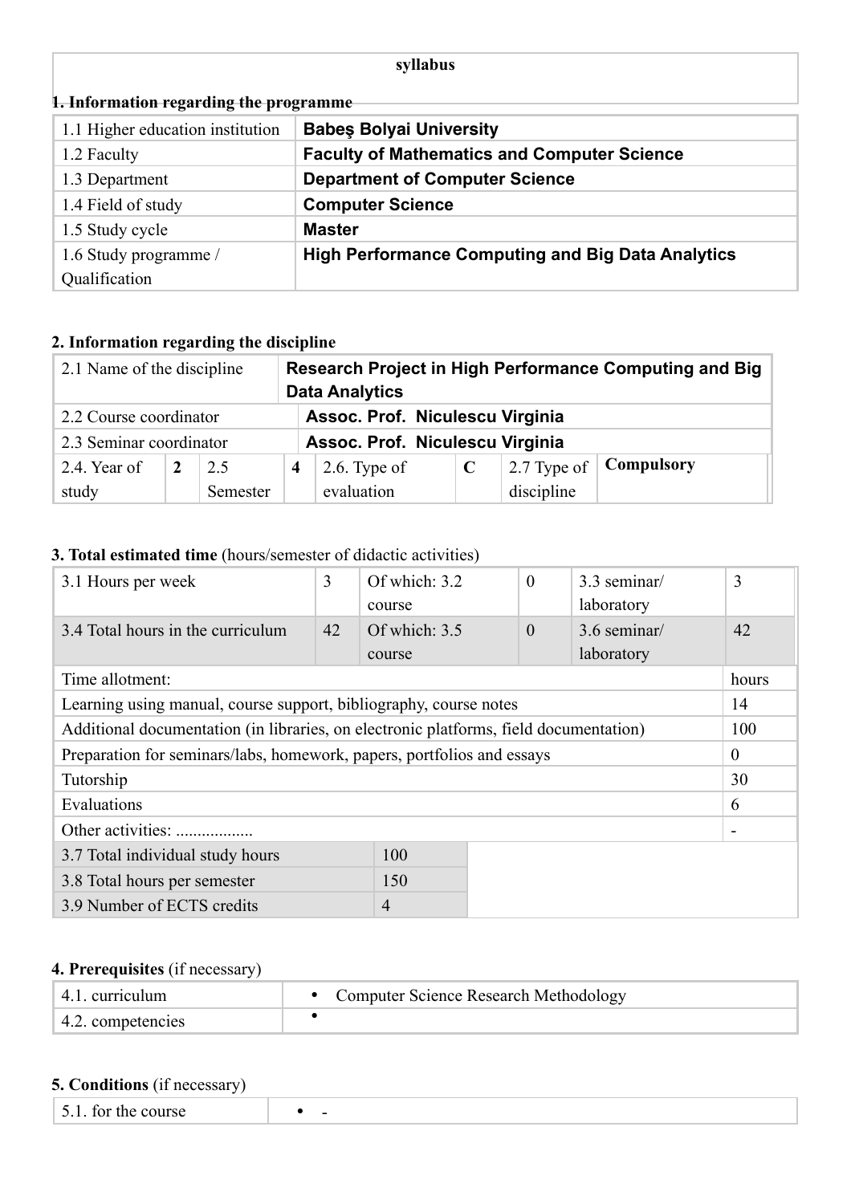# syllabus

## 1. Information regarding the programme

| | |
|---|---|
| 1.1 Higher education institution | **Babeş Bolyai University** |
| 1.2 Faculty | **Faculty of Mathematics and Computer Science** |
| 1.3 Department | **Department of Computer Science** |
| 1.4 Field of study | **Computer Science** |
| 1.5 Study cycle | **Master** |
| 1.6 Study programme / Qualification | **High Performance Computing and Big Data Analytics** |

## 2. Information regarding the discipline

| | | | | | | | |
|---|---|---|---|---|---|---|---|
| 2.1 Name of the discipline | **Research Project in High Performance Computing and Big Data Analytics** | | | | | | |
| 2.2 Course coordinator | **Assoc. Prof. Niculescu Virginia** | | | | | | |
| 2.3 Seminar coordinator | **Assoc. Prof. Niculescu Virginia** | | | | | | |
| 2.4. Year of study | **2** | 2.5 Semester | **4** | 2.6. Type of evaluation | **C** | 2.7 Type of discipline | **Compulsory** |

## 3. Total estimated time (hours/semester of didactic activities)

| | | | | | |
|---|---|---|---|---|---|
| 3.1 Hours per week | 3 | Of which: 3.2 course | 0 | 3.3 seminar/ laboratory | 3 |
| 3.4 Total hours in the curriculum | 42 | Of which: 3.5 course | 0 | 3.6 seminar/ laboratory | 42 |

| Time allotment: | hours |
|---|---|
| Learning using manual, course support, bibliography, course notes | 14 |
| Additional documentation (in libraries, on electronic platforms, field documentation) | 100 |
| Preparation for seminars/labs, homework, papers, portfolios and essays | 0 |
| Tutorship | 30 |
| Evaluations | 6 |
| Other activities: .................. | - |

| | |
|---|---|
| 3.7 Total individual study hours | 100 |
| 3.8 Total hours per semester | 150 |
| 3.9 Number of ECTS credits | 4 |

## 4. Prerequisites (if necessary)

| | |
|---|---|
| 4.1. curriculum | • Computer Science Research Methodology |
| 4.2. competencies | • |

## 5. Conditions (if necessary)

| | |
|---|---|
| 5.1. for the course | • - |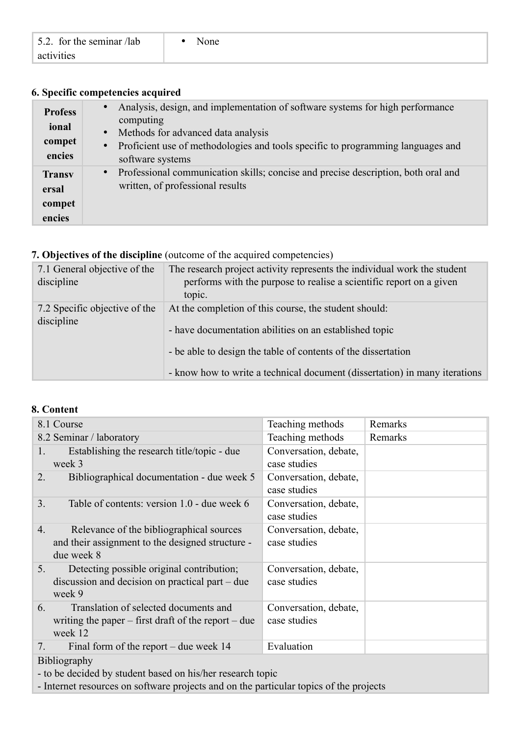| 5.2. for the seminar /lab activities | • None |
|---|---|

### 6. Specific competencies acquired

| | |
|---|---|
| **Professional competencies** | • Analysis, design, and implementation of software systems for high performance computing<br>• Methods for advanced data analysis<br>• Proficient use of methodologies and tools specific to programming languages and software systems |
| **Transversal competencies** | • Professional communication skills; concise and precise description, both oral and written, of professional results |

### 7. Objectives of the discipline (outcome of the acquired competencies)

| | |
|---|---|
| 7.1 General objective of the discipline | The research project activity represents the individual work the student performs with the purpose to realise a scientific report on a given topic. |
| 7.2 Specific objective of the discipline | At the completion of this course, the student should:<br>- have documentation abilities on an established topic<br>- be able to design the table of contents of the dissertation<br>- know how to write a technical document (dissertation) in many iterations |

### 8. Content

| 8.1 Course | Teaching methods | Remarks |
|---|---|---|
| 8.2 Seminar / laboratory | Teaching methods | Remarks |
| 1. Establishing the research title/topic - due week 3 | Conversation, debate, case studies | |
| 2. Bibliographical documentation - due week 5 | Conversation, debate, case studies | |
| 3. Table of contents: version 1.0 - due week 6 | Conversation, debate, case studies | |
| 4. Relevance of the bibliographical sources and their assignment to the designed structure - due week 8 | Conversation, debate, case studies | |
| 5. Detecting possible original contribution; discussion and decision on practical part – due week 9 | Conversation, debate, case studies | |
| 6. Translation of selected documents and writing the paper – first draft of the report – due week 12 | Conversation, debate, case studies | |
| 7. Final form of the report – due week 14 | Evaluation | |
| Bibliography<br>- to be decided by student based on his/her research topic<br>- Internet resources on software projects and on the particular topics of the projects | | |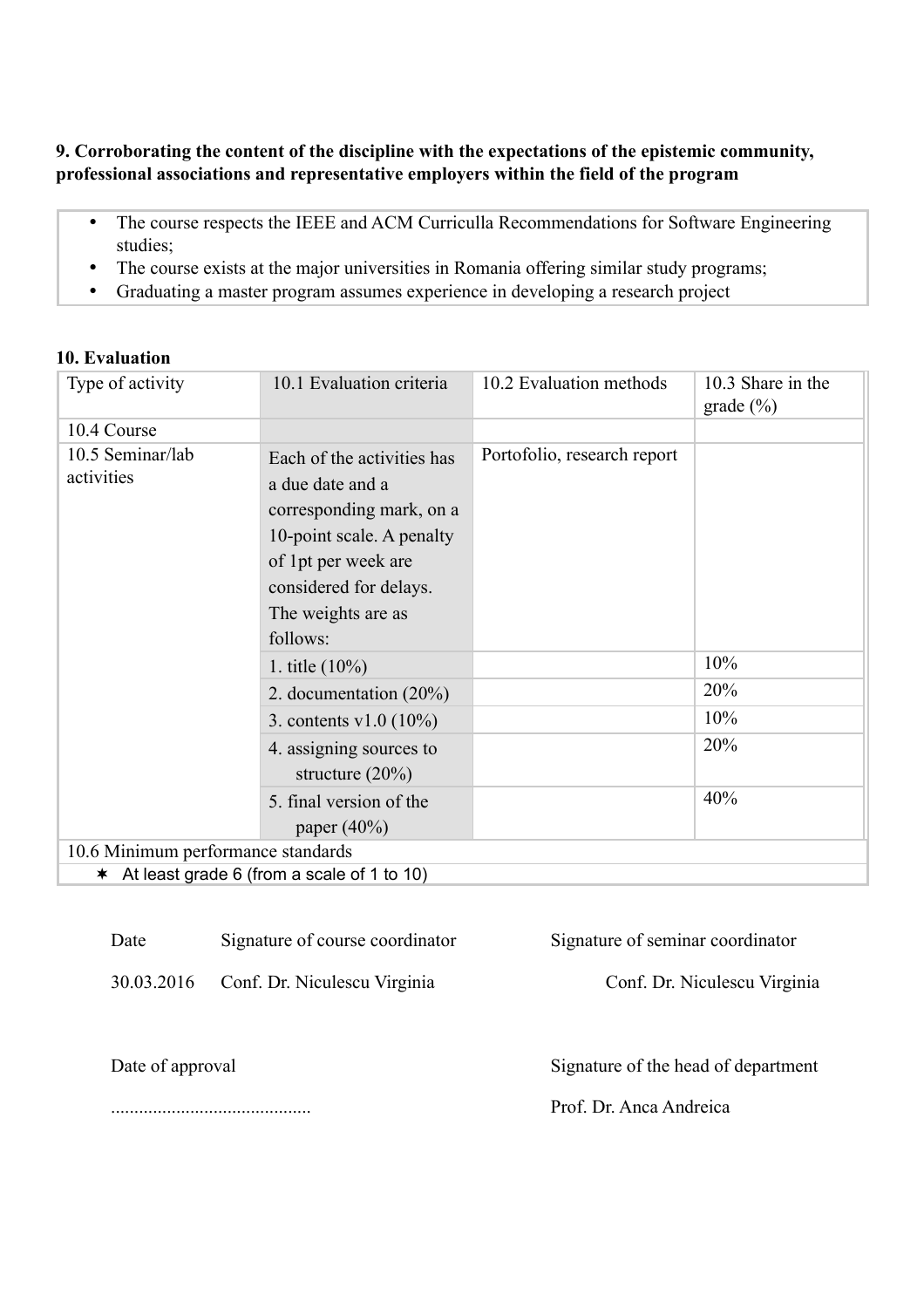**9. Corroborating the content of the discipline with the expectations of the epistemic community, professional associations and representative employers within the field of the program**

- The course respects the IEEE and ACM Curriculla Recommendations for Software Engineering studies;
- The course exists at the major universities in Romania offering similar study programs;
- Graduating a master program assumes experience in developing a research project

**10. Evaluation**

| Type of activity | 10.1 Evaluation criteria | 10.2 Evaluation methods | 10.3 Share in the grade (%) |
|---|---|---|---|
| 10.4 Course | | | |
| 10.5 Seminar/lab activities | Each of the activities has a due date and a corresponding mark, on a 10-point scale. A penalty of 1pt per week are considered for delays. The weights are as follows: | Portofolio, research report | |
| | 1. title (10%) | | 10% |
| | 2. documentation (20%) | | 20% |
| | 3. contents v1.0 (10%) | | 10% |
| | 4. assigning sources to structure (20%) | | 20% |
| | 5. final version of the paper (40%) | | 40% |
| 10.6 Minimum performance standards | | | |
| ✶ At least grade 6 (from a scale of 1 to 10) | | | |

| Date | Signature of course coordinator | Signature of seminar coordinator |
|---|---|---|
| 30.03.2016 | Conf. Dr. Niculescu Virginia | Conf. Dr. Niculescu Virginia |

| Date of approval | Signature of the head of department |
|---|---|
| ........................................... | Prof. Dr. Anca Andreica |